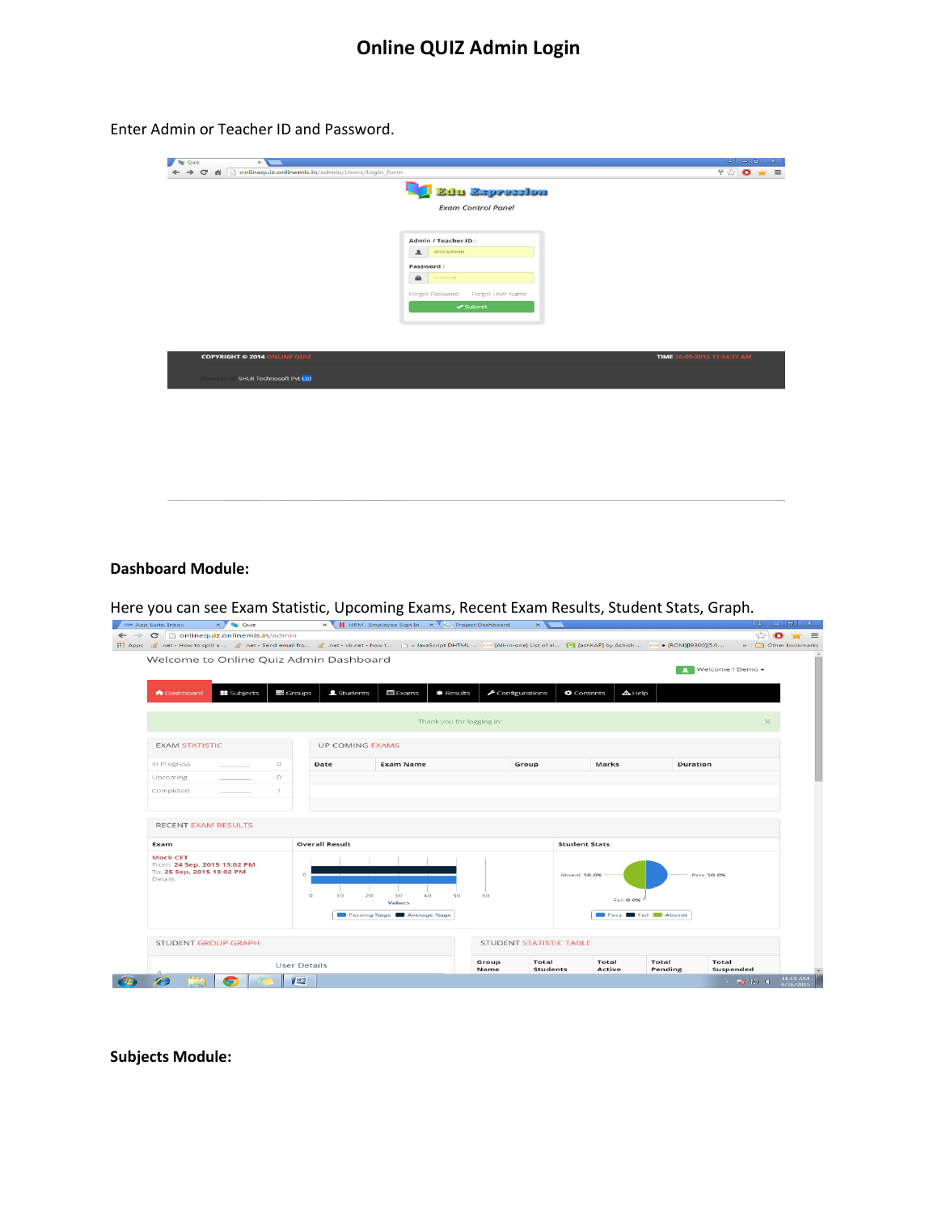# Online QUIZ Admin Login

Enter Admin or Teacher ID and Password.

## Dashboard Module:

Here you can see Exam Statistic, Upcoming Exams, Recent Exam Results, Student Stats, Graph.

## Subjects Module: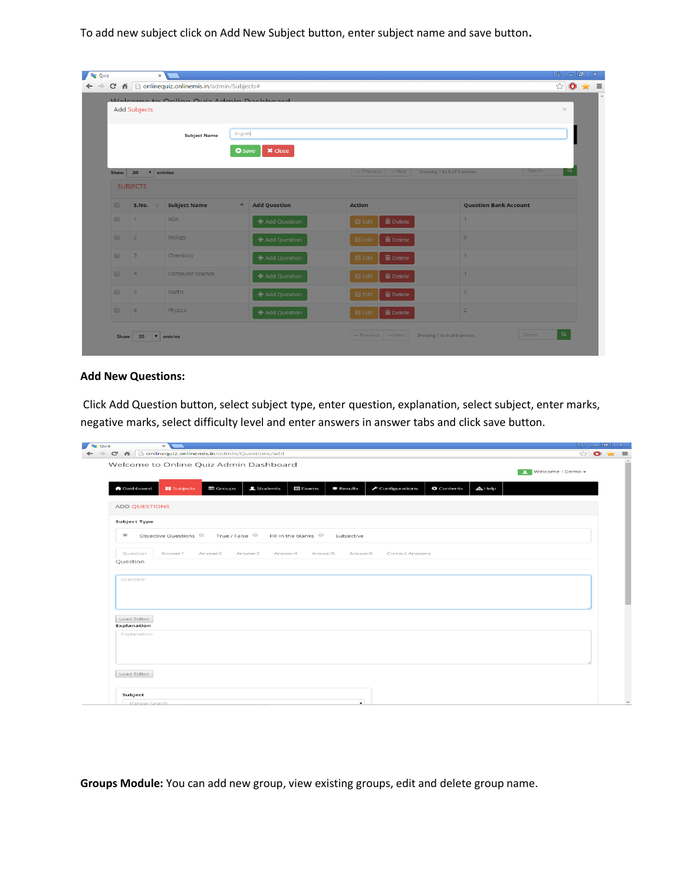To add new subject click on Add New Subject button, enter subject name and save button.

**Add New Questions:**

Click Add Question button, select subject type, enter question, explanation, select subject, enter marks, negative marks, select difficulty level and enter answers in answer tabs and click save button.

**Groups Module:** You can add new group, view existing groups, edit and delete group name.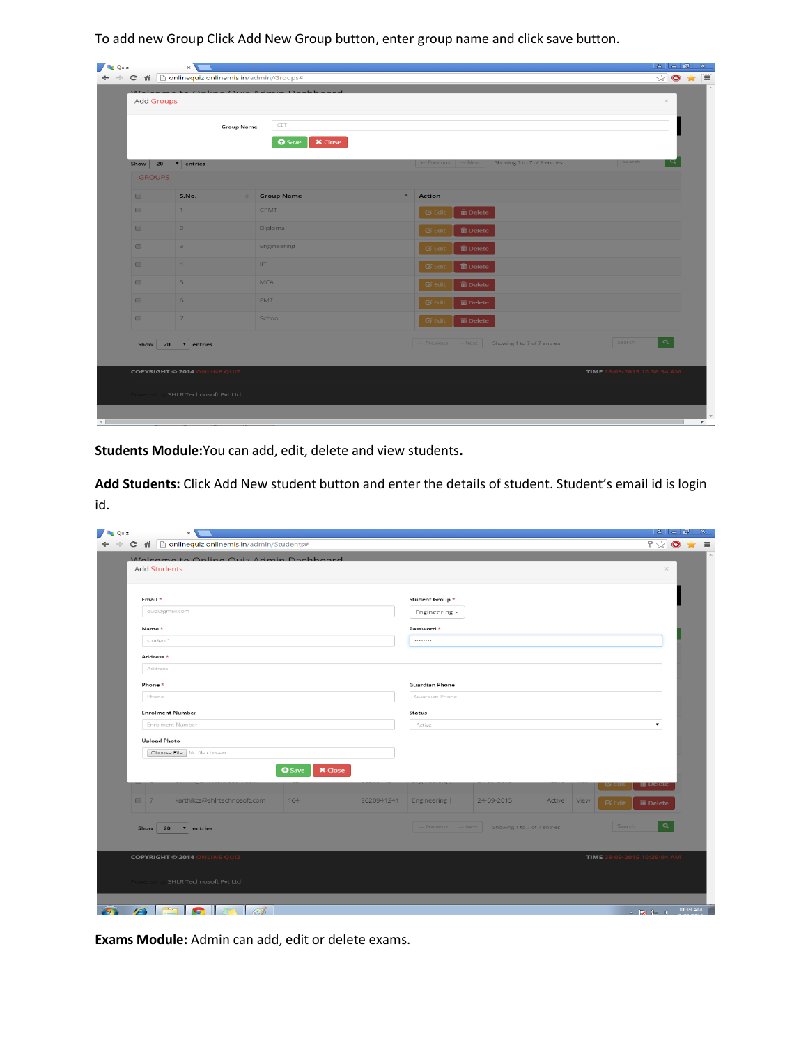To add new Group Click Add New Group button, enter group name and click save button.

**Students Module:**You can add, edit, delete and view students**.**

**Add Students:** Click Add New student button and enter the details of student. Student's email id is login id.

**Exams Module:** Admin can add, edit or delete exams.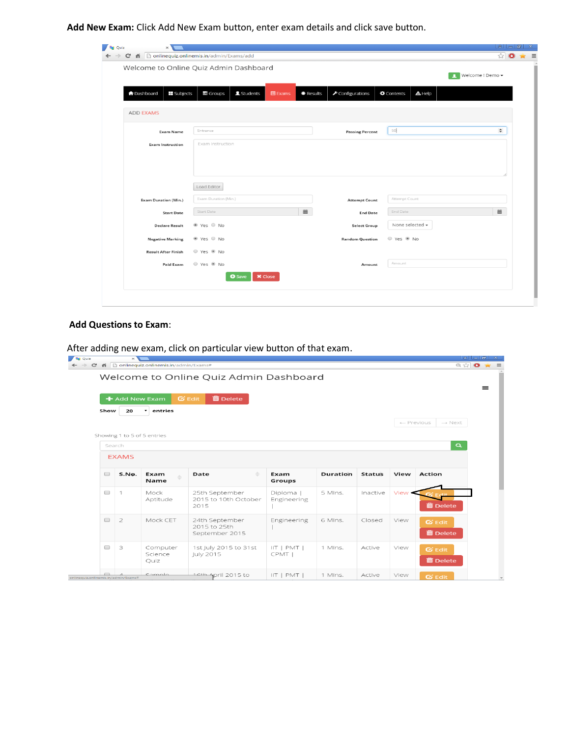**Add New Exam:** Click Add New Exam button, enter exam details and click save button.

**Add Questions to Exam**:

After adding new exam, click on particular view button of that exam.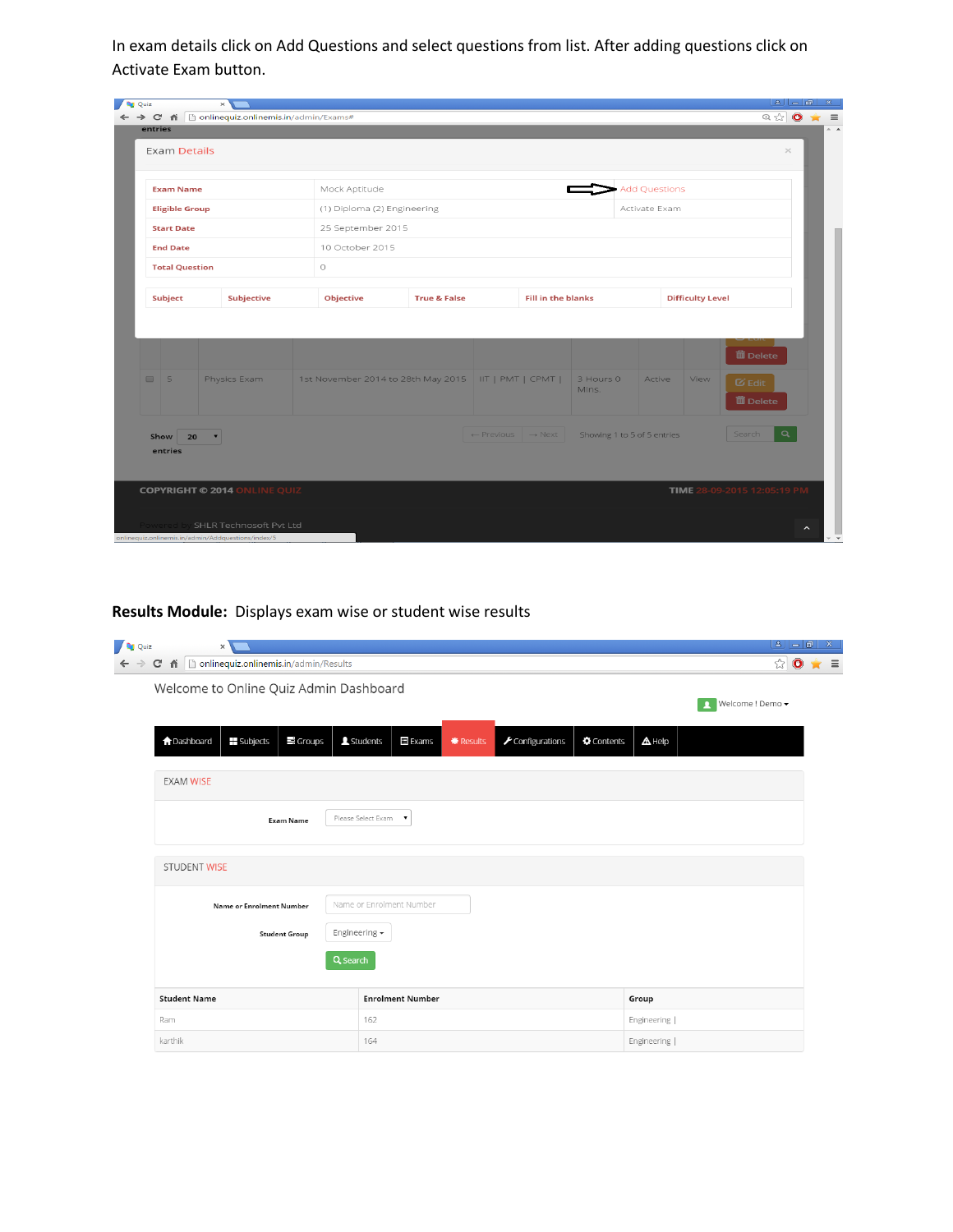In exam details click on Add Questions and select questions from list. After adding questions click on Activate Exam button.

**Results Module:** Displays exam wise or student wise results